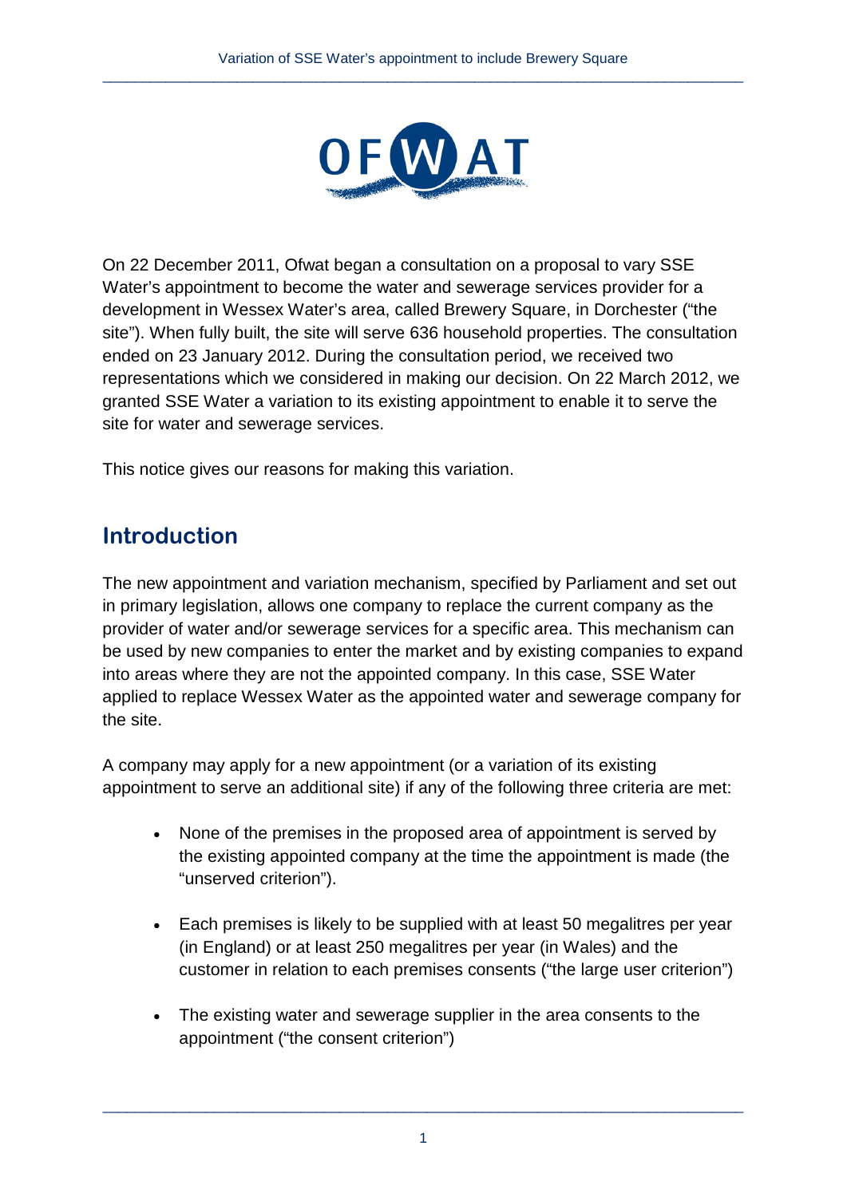On 22 December 2011, Ofwat began a consultation on a proposal to vary SSE Water's appointment to become the water and sewerage services provider for a development in Wessex Water's area, called Brewery Square, in Dorchester ("the site"). When fully built, the site will serve 636 household properties. The consultation ended on 23 January 2012. During the consultation period, we received two representations which we considered in making our decision. On 22 March 2012, we granted SSE Water a variation to its existing appointment to enable it to serve the site for water and sewerage services.

This notice gives our reasons for making this variation.

## Introduction

The new appointment and variation mechanism, specified by Parliament and set out in primary legislation, allows one company to replace the current company as the provider of water and/or sewerage services for a specific area. This mechanism can be used by new companies to enter the market and by existing companies to expand into areas where they are not the appointed company. In this case, SSE Water applied to replace Wessex Water as the appointed water and sewerage company for the site.

A company may apply for a new appointment (or a variation of its existing appointment to serve an additional site) if any of the following three criteria are met:

- None of the premises in the proposed area of appointment is served by the existing appointed company at the time the appointment is made (the "unserved criterion").
- Each premises is likely to be supplied with at least 50 megalitres per year (in England) or at least 250 megalitres per year (in Wales) and the customer in relation to each premises consents ("the large user criterion")
- The existing water and sewerage supplier in the area consents to the appointment ("the consent criterion")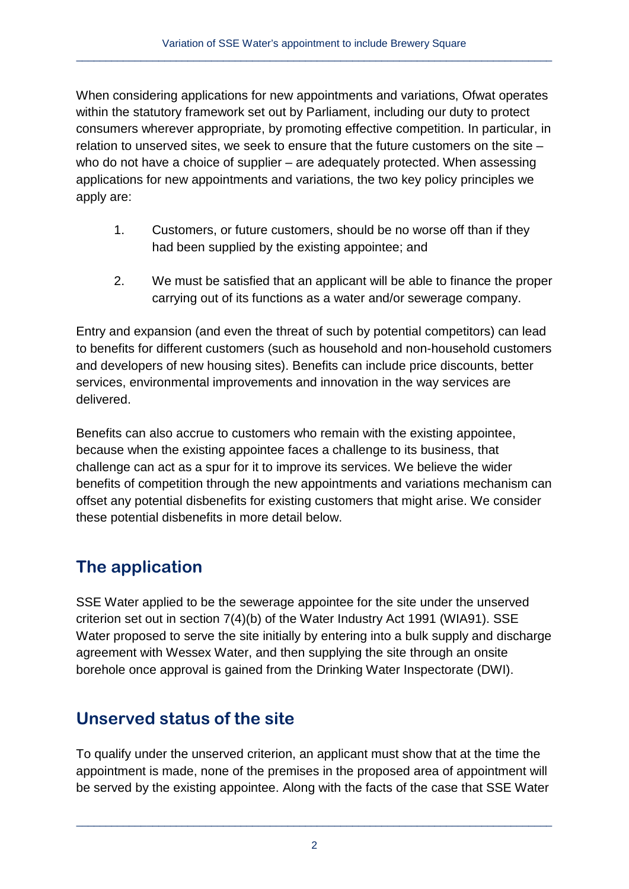When considering applications for new appointments and variations, Ofwat operates within the statutory framework set out by Parliament, including our duty to protect consumers wherever appropriate, by promoting effective competition. In particular, in relation to unserved sites, we seek to ensure that the future customers on the site – who do not have a choice of supplier – are adequately protected. When assessing applications for new appointments and variations, the two key policy principles we apply are:

1. Customers, or future customers, should be no worse off than if they had been supplied by the existing appointee; and

2. We must be satisfied that an applicant will be able to finance the proper carrying out of its functions as a water and/or sewerage company.

Entry and expansion (and even the threat of such by potential competitors) can lead to benefits for different customers (such as household and non-household customers and developers of new housing sites). Benefits can include price discounts, better services, environmental improvements and innovation in the way services are delivered.

Benefits can also accrue to customers who remain with the existing appointee, because when the existing appointee faces a challenge to its business, that challenge can act as a spur for it to improve its services. We believe the wider benefits of competition through the new appointments and variations mechanism can offset any potential disbenefits for existing customers that might arise. We consider these potential disbenefits in more detail below.

## The application

SSE Water applied to be the sewerage appointee for the site under the unserved criterion set out in section 7(4)(b) of the Water Industry Act 1991 (WIA91). SSE Water proposed to serve the site initially by entering into a bulk supply and discharge agreement with Wessex Water, and then supplying the site through an onsite borehole once approval is gained from the Drinking Water Inspectorate (DWI).

## Unserved status of the site

To qualify under the unserved criterion, an applicant must show that at the time the appointment is made, none of the premises in the proposed area of appointment will be served by the existing appointee. Along with the facts of the case that SSE Water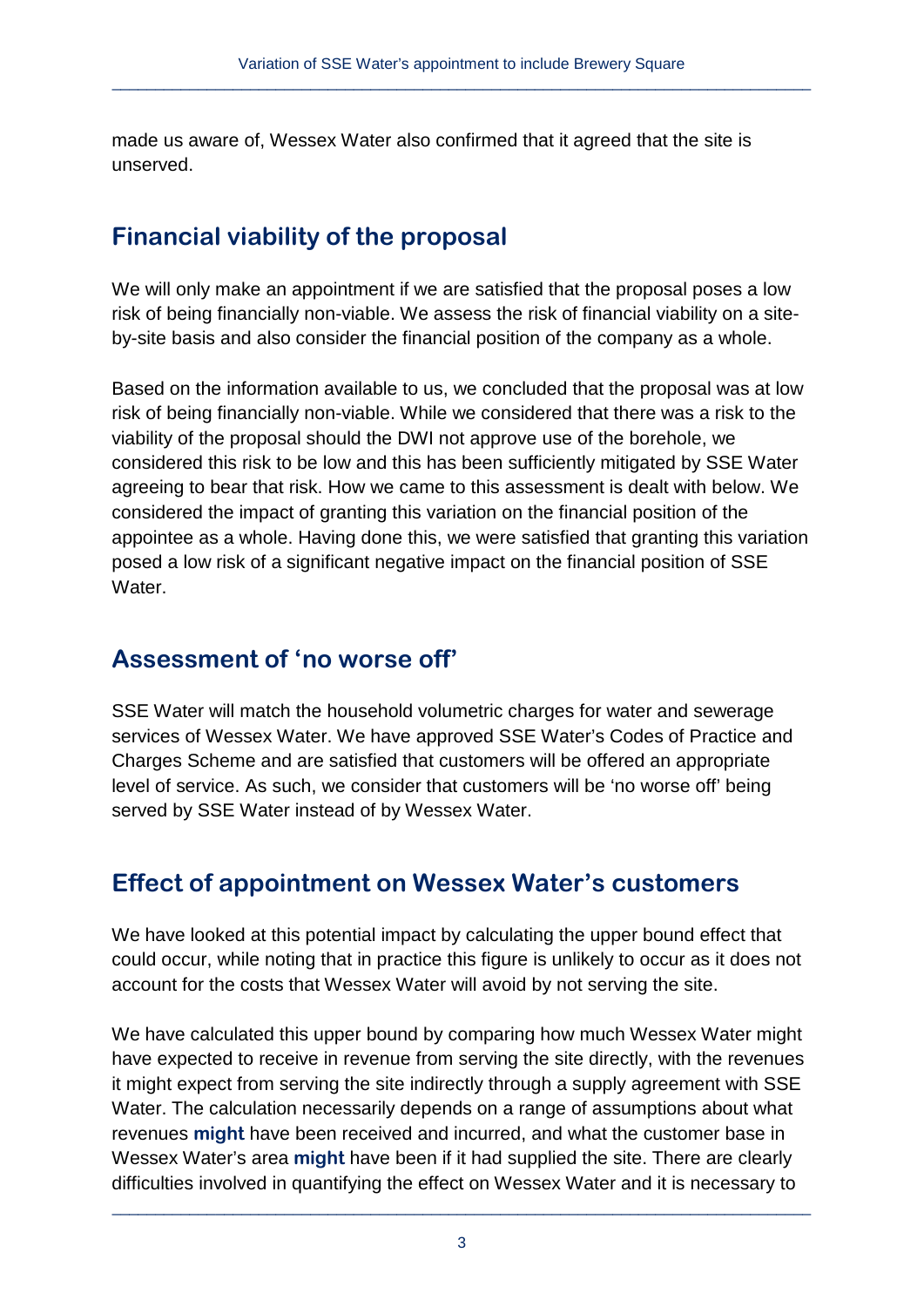made us aware of, Wessex Water also confirmed that it agreed that the site is unserved.

## Financial viability of the proposal

We will only make an appointment if we are satisfied that the proposal poses a low risk of being financially non-viable. We assess the risk of financial viability on a site-by-site basis and also consider the financial position of the company as a whole.

Based on the information available to us, we concluded that the proposal was at low risk of being financially non-viable. While we considered that there was a risk to the viability of the proposal should the DWI not approve use of the borehole, we considered this risk to be low and this has been sufficiently mitigated by SSE Water agreeing to bear that risk. How we came to this assessment is dealt with below. We considered the impact of granting this variation on the financial position of the appointee as a whole. Having done this, we were satisfied that granting this variation posed a low risk of a significant negative impact on the financial position of SSE Water.

## Assessment of 'no worse off'

SSE Water will match the household volumetric charges for water and sewerage services of Wessex Water. We have approved SSE Water's Codes of Practice and Charges Scheme and are satisfied that customers will be offered an appropriate level of service. As such, we consider that customers will be 'no worse off' being served by SSE Water instead of by Wessex Water.

## Effect of appointment on Wessex Water's customers

We have looked at this potential impact by calculating the upper bound effect that could occur, while noting that in practice this figure is unlikely to occur as it does not account for the costs that Wessex Water will avoid by not serving the site.

We have calculated this upper bound by comparing how much Wessex Water might have expected to receive in revenue from serving the site directly, with the revenues it might expect from serving the site indirectly through a supply agreement with SSE Water. The calculation necessarily depends on a range of assumptions about what revenues **might** have been received and incurred, and what the customer base in Wessex Water's area **might** have been if it had supplied the site. There are clearly difficulties involved in quantifying the effect on Wessex Water and it is necessary to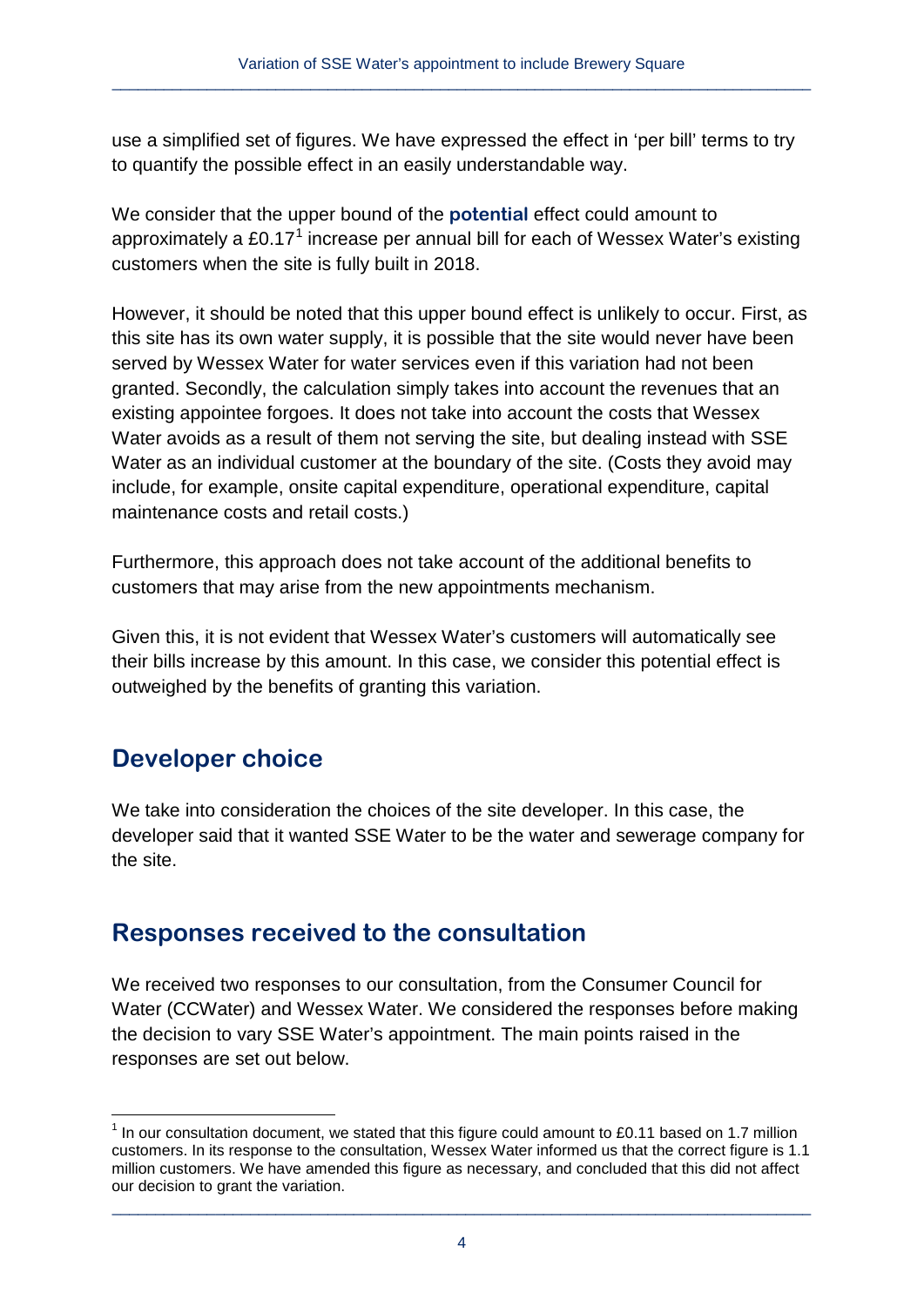use a simplified set of figures. We have expressed the effect in 'per bill' terms to try to quantify the possible effect in an easily understandable way.

We consider that the upper bound of the **potential** effect could amount to approximately a £0.17[1] increase per annual bill for each of Wessex Water's existing customers when the site is fully built in 2018.

However, it should be noted that this upper bound effect is unlikely to occur. First, as this site has its own water supply, it is possible that the site would never have been served by Wessex Water for water services even if this variation had not been granted. Secondly, the calculation simply takes into account the revenues that an existing appointee forgoes. It does not take into account the costs that Wessex Water avoids as a result of them not serving the site, but dealing instead with SSE Water as an individual customer at the boundary of the site. (Costs they avoid may include, for example, onsite capital expenditure, operational expenditure, capital maintenance costs and retail costs.)

Furthermore, this approach does not take account of the additional benefits to customers that may arise from the new appointments mechanism.

Given this, it is not evident that Wessex Water's customers will automatically see their bills increase by this amount. In this case, we consider this potential effect is outweighed by the benefits of granting this variation.

## Developer choice

We take into consideration the choices of the site developer. In this case, the developer said that it wanted SSE Water to be the water and sewerage company for the site.

## Responses received to the consultation

We received two responses to our consultation, from the Consumer Council for Water (CCWater) and Wessex Water. We considered the responses before making the decision to vary SSE Water's appointment. The main points raised in the responses are set out below.

[1] In our consultation document, we stated that this figure could amount to £0.11 based on 1.7 million customers. In its response to the consultation, Wessex Water informed us that the correct figure is 1.1 million customers. We have amended this figure as necessary, and concluded that this did not affect our decision to grant the variation.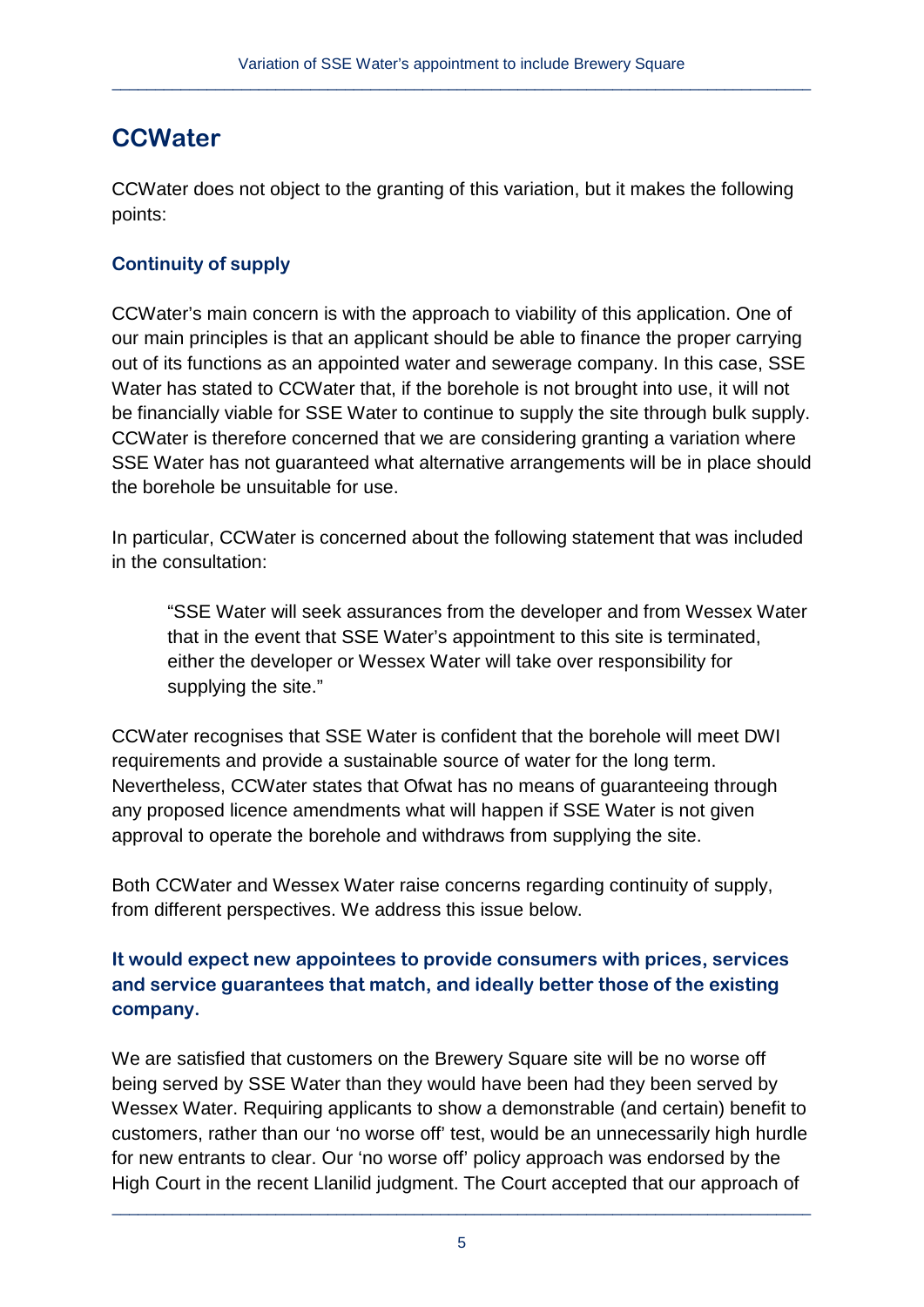## CCWater

CCWater does not object to the granting of this variation, but it makes the following points:

### Continuity of supply

CCWater's main concern is with the approach to viability of this application. One of our main principles is that an applicant should be able to finance the proper carrying out of its functions as an appointed water and sewerage company. In this case, SSE Water has stated to CCWater that, if the borehole is not brought into use, it will not be financially viable for SSE Water to continue to supply the site through bulk supply. CCWater is therefore concerned that we are considering granting a variation where SSE Water has not guaranteed what alternative arrangements will be in place should the borehole be unsuitable for use.

In particular, CCWater is concerned about the following statement that was included in the consultation:

> "SSE Water will seek assurances from the developer and from Wessex Water that in the event that SSE Water's appointment to this site is terminated, either the developer or Wessex Water will take over responsibility for supplying the site."

CCWater recognises that SSE Water is confident that the borehole will meet DWI requirements and provide a sustainable source of water for the long term. Nevertheless, CCWater states that Ofwat has no means of guaranteeing through any proposed licence amendments what will happen if SSE Water is not given approval to operate the borehole and withdraws from supplying the site.

Both CCWater and Wessex Water raise concerns regarding continuity of supply, from different perspectives. We address this issue below.

### It would expect new appointees to provide consumers with prices, services and service guarantees that match, and ideally better those of the existing company.

We are satisfied that customers on the Brewery Square site will be no worse off being served by SSE Water than they would have been had they been served by Wessex Water. Requiring applicants to show a demonstrable (and certain) benefit to customers, rather than our 'no worse off' test, would be an unnecessarily high hurdle for new entrants to clear. Our 'no worse off' policy approach was endorsed by the High Court in the recent Llanilid judgment. The Court accepted that our approach of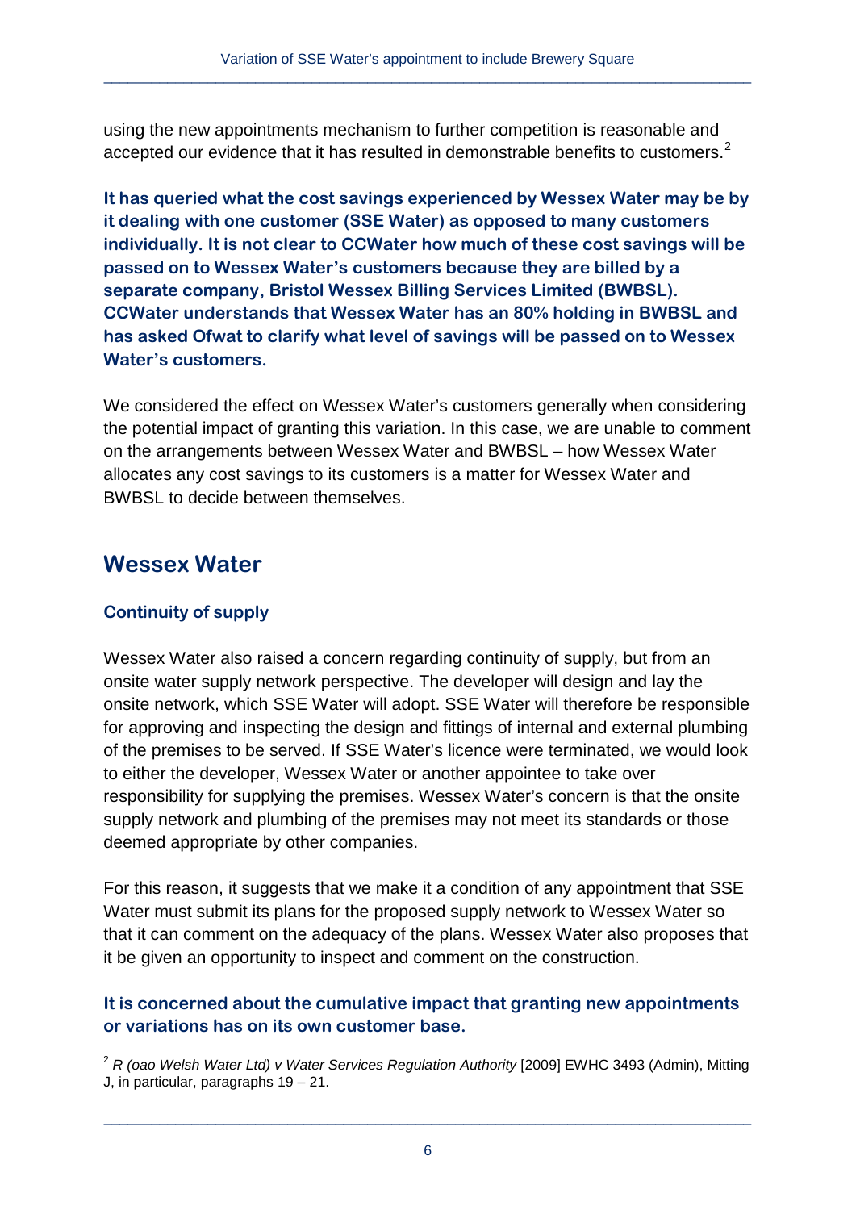using the new appointments mechanism to further competition is reasonable and accepted our evidence that it has resulted in demonstrable benefits to customers.[2]

**It has queried what the cost savings experienced by Wessex Water may be by it dealing with one customer (SSE Water) as opposed to many customers individually. It is not clear to CCWater how much of these cost savings will be passed on to Wessex Water's customers because they are billed by a separate company, Bristol Wessex Billing Services Limited (BWBSL). CCWater understands that Wessex Water has an 80% holding in BWBSL and has asked Ofwat to clarify what level of savings will be passed on to Wessex Water's customers.**

We considered the effect on Wessex Water's customers generally when considering the potential impact of granting this variation. In this case, we are unable to comment on the arrangements between Wessex Water and BWBSL – how Wessex Water allocates any cost savings to its customers is a matter for Wessex Water and BWBSL to decide between themselves.

## Wessex Water

### Continuity of supply

Wessex Water also raised a concern regarding continuity of supply, but from an onsite water supply network perspective. The developer will design and lay the onsite network, which SSE Water will adopt. SSE Water will therefore be responsible for approving and inspecting the design and fittings of internal and external plumbing of the premises to be served. If SSE Water's licence were terminated, we would look to either the developer, Wessex Water or another appointee to take over responsibility for supplying the premises. Wessex Water's concern is that the onsite supply network and plumbing of the premises may not meet its standards or those deemed appropriate by other companies.

For this reason, it suggests that we make it a condition of any appointment that SSE Water must submit its plans for the proposed supply network to Wessex Water so that it can comment on the adequacy of the plans. Wessex Water also proposes that it be given an opportunity to inspect and comment on the construction.

**It is concerned about the cumulative impact that granting new appointments or variations has on its own customer base.**

---

[2] *R (oao Welsh Water Ltd) v Water Services Regulation Authority* [2009] EWHC 3493 (Admin), Mitting J, in particular, paragraphs 19 – 21.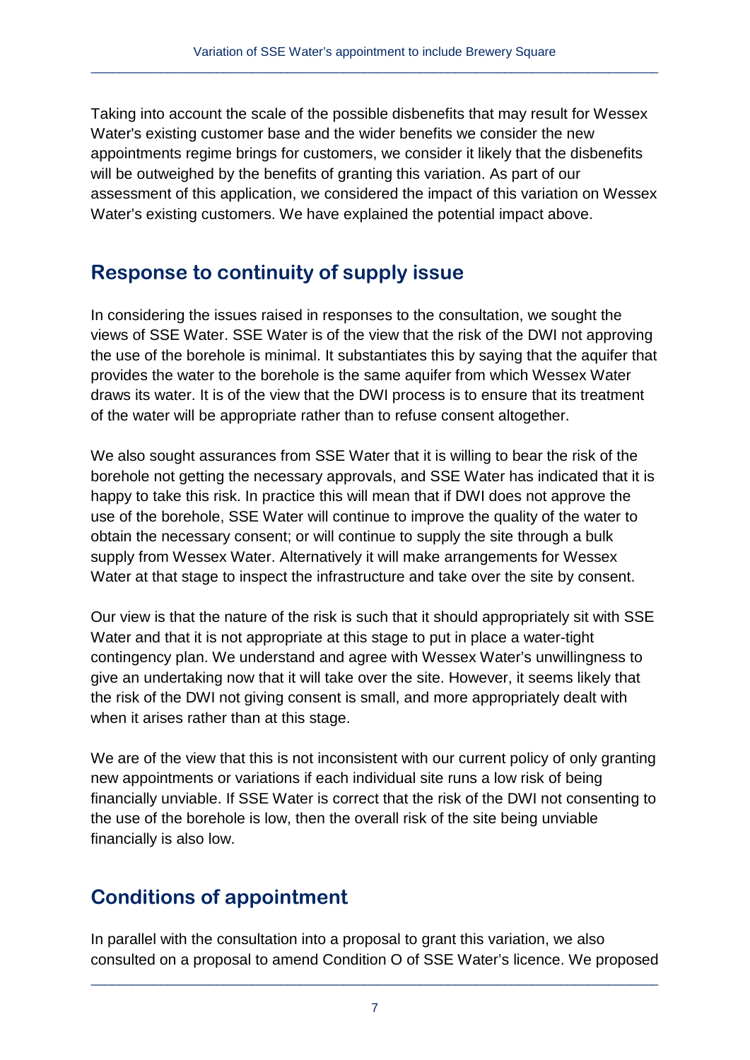Taking into account the scale of the possible disbenefits that may result for Wessex Water's existing customer base and the wider benefits we consider the new appointments regime brings for customers, we consider it likely that the disbenefits will be outweighed by the benefits of granting this variation. As part of our assessment of this application, we considered the impact of this variation on Wessex Water's existing customers. We have explained the potential impact above.

## Response to continuity of supply issue

In considering the issues raised in responses to the consultation, we sought the views of SSE Water. SSE Water is of the view that the risk of the DWI not approving the use of the borehole is minimal. It substantiates this by saying that the aquifer that provides the water to the borehole is the same aquifer from which Wessex Water draws its water. It is of the view that the DWI process is to ensure that its treatment of the water will be appropriate rather than to refuse consent altogether.

We also sought assurances from SSE Water that it is willing to bear the risk of the borehole not getting the necessary approvals, and SSE Water has indicated that it is happy to take this risk. In practice this will mean that if DWI does not approve the use of the borehole, SSE Water will continue to improve the quality of the water to obtain the necessary consent; or will continue to supply the site through a bulk supply from Wessex Water. Alternatively it will make arrangements for Wessex Water at that stage to inspect the infrastructure and take over the site by consent.

Our view is that the nature of the risk is such that it should appropriately sit with SSE Water and that it is not appropriate at this stage to put in place a water-tight contingency plan. We understand and agree with Wessex Water's unwillingness to give an undertaking now that it will take over the site. However, it seems likely that the risk of the DWI not giving consent is small, and more appropriately dealt with when it arises rather than at this stage.

We are of the view that this is not inconsistent with our current policy of only granting new appointments or variations if each individual site runs a low risk of being financially unviable. If SSE Water is correct that the risk of the DWI not consenting to the use of the borehole is low, then the overall risk of the site being unviable financially is also low.

## Conditions of appointment

In parallel with the consultation into a proposal to grant this variation, we also consulted on a proposal to amend Condition O of SSE Water's licence. We proposed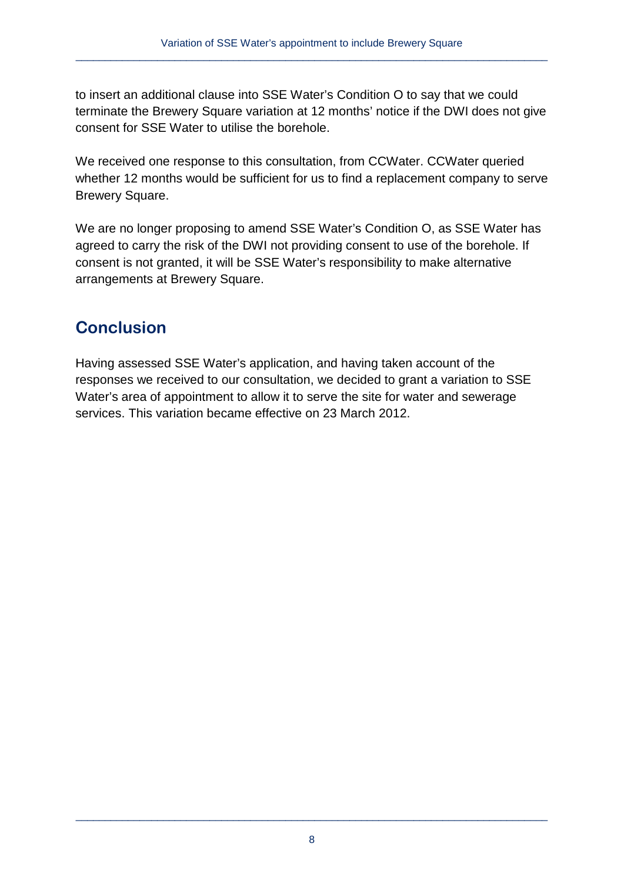to insert an additional clause into SSE Water's Condition O to say that we could terminate the Brewery Square variation at 12 months' notice if the DWI does not give consent for SSE Water to utilise the borehole.

We received one response to this consultation, from CCWater. CCWater queried whether 12 months would be sufficient for us to find a replacement company to serve Brewery Square.

We are no longer proposing to amend SSE Water's Condition O, as SSE Water has agreed to carry the risk of the DWI not providing consent to use of the borehole. If consent is not granted, it will be SSE Water's responsibility to make alternative arrangements at Brewery Square.

## Conclusion

Having assessed SSE Water's application, and having taken account of the responses we received to our consultation, we decided to grant a variation to SSE Water's area of appointment to allow it to serve the site for water and sewerage services. This variation became effective on 23 March 2012.